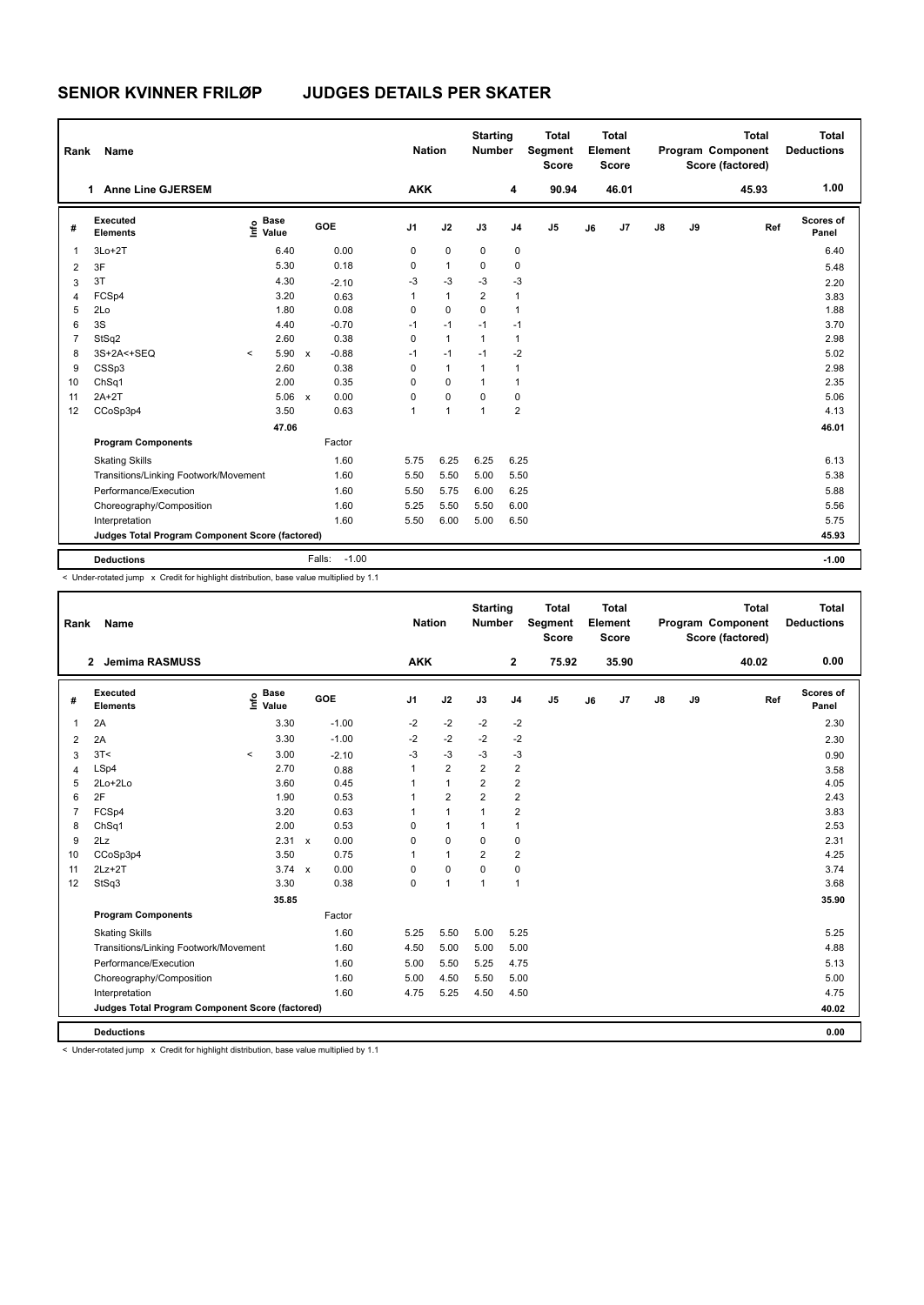# SENIOR KVINNER FRILØP JUDGES DETAILS PER SKATER

| Rank | Name | Nation | Starting Number | Total Segment Score | Total Element Score | Total Program Component Score (factored) | Total Deductions |
|---|---|---|---|---|---|---|---|
| 1 | Anne Line GJERSEM | AKK | 4 | 90.94 | 46.01 | 45.93 | 1.00 |

| # | Executed Elements | Info | Base Value | | GOE | J1 | J2 | J3 | J4 | J5 | J6 | J7 | J8 | J9 | Ref | Scores of Panel |
|---|---|---|---|---|---|---|---|---|---|---|---|---|---|---|---|---|
| 1 | 3Lo+2T | | 6.40 | | 0.00 | 0 | 0 | 0 | 0 | | | | | | | 6.40 |
| 2 | 3F | | 5.30 | | 0.18 | 0 | 1 | 0 | 0 | | | | | | | 5.48 |
| 3 | 3T | | 4.30 | | -2.10 | -3 | -3 | -3 | -3 | | | | | | | 2.20 |
| 4 | FCSp4 | | 3.20 | | 0.63 | 1 | 1 | 2 | 1 | | | | | | | 3.83 |
| 5 | 2Lo | | 1.80 | | 0.08 | 0 | 0 | 0 | 1 | | | | | | | 1.88 |
| 6 | 3S | | 4.40 | | -0.70 | -1 | -1 | -1 | -1 | | | | | | | 3.70 |
| 7 | StSq2 | | 2.60 | | 0.38 | 0 | 1 | 1 | 1 | | | | | | | 2.98 |
| 8 | 3S+2A<+SEQ | < | 5.90 | x | -0.88 | -1 | -1 | -1 | -2 | | | | | | | 5.02 |
| 9 | CSSp3 | | 2.60 | | 0.38 | 0 | 1 | 1 | 1 | | | | | | | 2.98 |
| 10 | ChSq1 | | 2.00 | | 0.35 | 0 | 0 | 1 | 1 | | | | | | | 2.35 |
| 11 | 2A+2T | | 5.06 | x | 0.00 | 0 | 0 | 0 | 0 | | | | | | | 5.06 |
| 12 | CCoSp3p4 | | 3.50 | | 0.63 | 1 | 1 | 1 | 2 | | | | | | | 4.13 |
| | | | 47.06 | | | | | | | | | | | | | 46.01 |
| | **Program Components** | | | | Factor | | | | | | | | | | | |
| | Skating Skills | | | | 1.60 | 5.75 | 6.25 | 6.25 | 6.25 | | | | | | | 6.13 |
| | Transitions/Linking Footwork/Movement | | | | 1.60 | 5.50 | 5.50 | 5.00 | 5.50 | | | | | | | 5.38 |
| | Performance/Execution | | | | 1.60 | 5.50 | 5.75 | 6.00 | 6.25 | | | | | | | 5.88 |
| | Choreography/Composition | | | | 1.60 | 5.25 | 5.50 | 5.50 | 6.00 | | | | | | | 5.56 |
| | Interpretation | | | | 1.60 | 5.50 | 6.00 | 5.00 | 6.50 | | | | | | | 5.75 |
| | **Judges Total Program Component Score (factored)** | | | | | | | | | | | | | | | 45.93 |
| | **Deductions** | | | | Falls: -1.00 | | | | | | | | | | | -1.00 |

< Under-rotated jump x Credit for highlight distribution, base value multiplied by 1.1

| Rank | Name | Nation | Starting Number | Total Segment Score | Total Element Score | Total Program Component Score (factored) | Total Deductions |
|---|---|---|---|---|---|---|---|
| 2 | Jemima RASMUSS | AKK | 2 | 75.92 | 35.90 | 40.02 | 0.00 |

| # | Executed Elements | Info | Base Value | | GOE | J1 | J2 | J3 | J4 | J5 | J6 | J7 | J8 | J9 | Ref | Scores of Panel |
|---|---|---|---|---|---|---|---|---|---|---|---|---|---|---|---|---|
| 1 | 2A | | 3.30 | | -1.00 | -2 | -2 | -2 | -2 | | | | | | | 2.30 |
| 2 | 2A | | 3.30 | | -1.00 | -2 | -2 | -2 | -2 | | | | | | | 2.30 |
| 3 | 3T< | < | 3.00 | | -2.10 | -3 | -3 | -3 | -3 | | | | | | | 0.90 |
| 4 | LSp4 | | 2.70 | | 0.88 | 1 | 2 | 2 | 2 | | | | | | | 3.58 |
| 5 | 2Lo+2Lo | | 3.60 | | 0.45 | 1 | 1 | 2 | 2 | | | | | | | 4.05 |
| 6 | 2F | | 1.90 | | 0.53 | 1 | 2 | 2 | 2 | | | | | | | 2.43 |
| 7 | FCSp4 | | 3.20 | | 0.63 | 1 | 1 | 1 | 2 | | | | | | | 3.83 |
| 8 | ChSq1 | | 2.00 | | 0.53 | 0 | 1 | 1 | 1 | | | | | | | 2.53 |
| 9 | 2Lz | | 2.31 | x | 0.00 | 0 | 0 | 0 | 0 | | | | | | | 2.31 |
| 10 | CCoSp3p4 | | 3.50 | | 0.75 | 1 | 1 | 2 | 2 | | | | | | | 4.25 |
| 11 | 2Lz+2T | | 3.74 | x | 0.00 | 0 | 0 | 0 | 0 | | | | | | | 3.74 |
| 12 | StSq3 | | 3.30 | | 0.38 | 0 | 1 | 1 | 1 | | | | | | | 3.68 |
| | | | 35.85 | | | | | | | | | | | | | 35.90 |
| | **Program Components** | | | | Factor | | | | | | | | | | | |
| | Skating Skills | | | | 1.60 | 5.25 | 5.50 | 5.00 | 5.25 | | | | | | | 5.25 |
| | Transitions/Linking Footwork/Movement | | | | 1.60 | 4.50 | 5.00 | 5.00 | 5.00 | | | | | | | 4.88 |
| | Performance/Execution | | | | 1.60 | 5.00 | 5.50 | 5.25 | 4.75 | | | | | | | 5.13 |
| | Choreography/Composition | | | | 1.60 | 5.00 | 4.50 | 5.50 | 5.00 | | | | | | | 5.00 |
| | Interpretation | | | | 1.60 | 4.75 | 5.25 | 4.50 | 4.50 | | | | | | | 4.75 |
| | **Judges Total Program Component Score (factored)** | | | | | | | | | | | | | | | 40.02 |
| | **Deductions** | | | | | | | | | | | | | | | 0.00 |

< Under-rotated jump x Credit for highlight distribution, base value multiplied by 1.1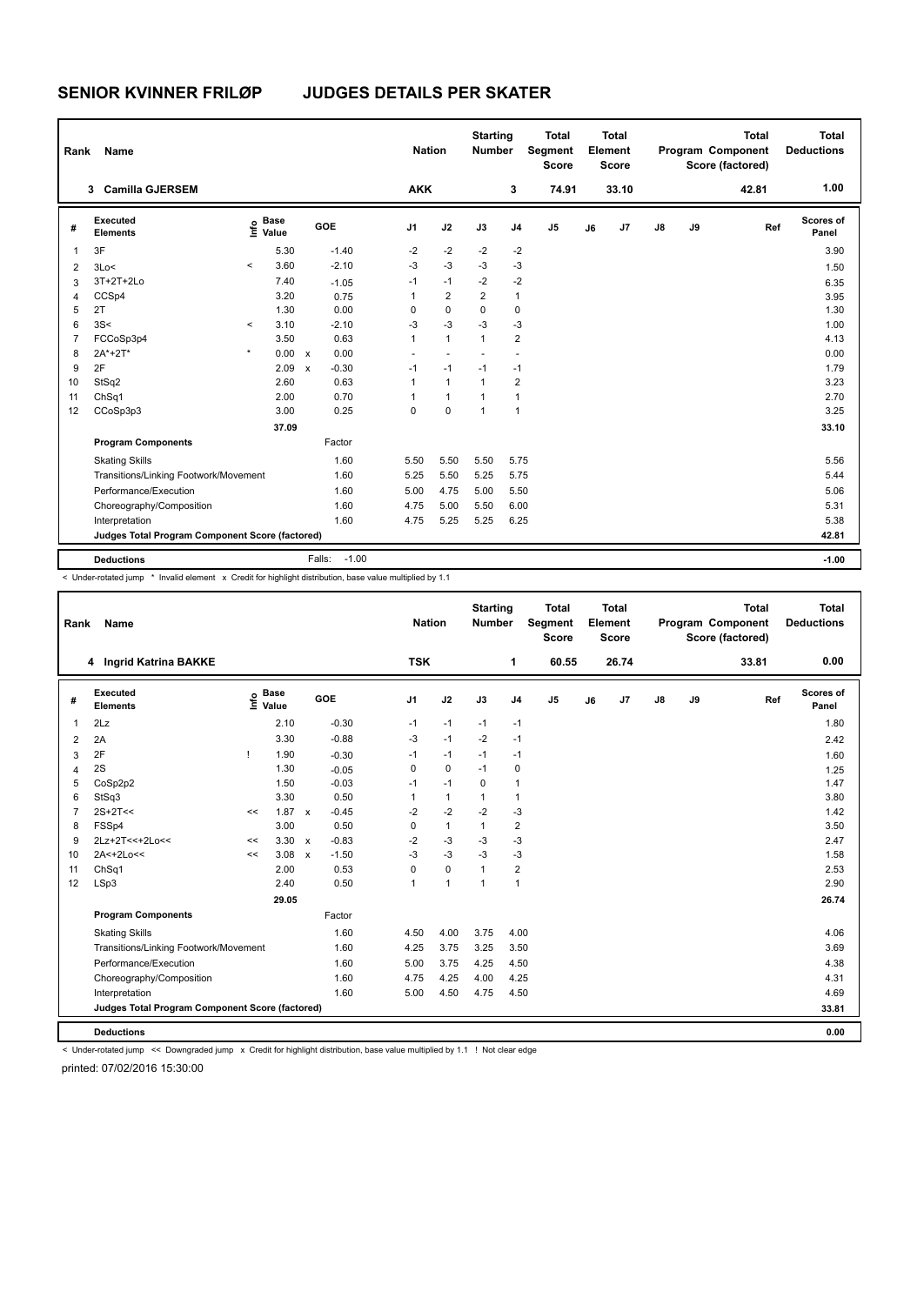## SENIOR KVINNER FRILØP JUDGES DETAILS PER SKATER

| Rank | Name | Nation | Starting Number | Total Segment Score | Total Element Score | Total Program Component Score (factored) | Total Deductions |
|---|---|---|---|---|---|---|---|
| 3 | Camilla GJERSEM | AKK | 3 | 74.91 | 33.10 | 42.81 | 1.00 |

| # | Executed Elements | Info | Base Value | | GOE | J1 | J2 | J3 | J4 | J5 | J6 | J7 | J8 | J9 | Ref | Scores of Panel |
|---|---|---|---|---|---|---|---|---|---|---|---|---|---|---|---|---|
| 1 | 3F | | 5.30 | | -1.40 | -2 | -2 | -2 | -2 | | | | | | | 3.90 |
| 2 | 3Lo< | < | 3.60 | | -2.10 | -3 | -3 | -3 | -3 | | | | | | | 1.50 |
| 3 | 3T+2T+2Lo | | 7.40 | | -1.05 | -1 | -1 | -2 | -2 | | | | | | | 6.35 |
| 4 | CCSp4 | | 3.20 | | 0.75 | 1 | 2 | 2 | 1 | | | | | | | 3.95 |
| 5 | 2T | | 1.30 | | 0.00 | 0 | 0 | 0 | 0 | | | | | | | 1.30 |
| 6 | 3S< | < | 3.10 | | -2.10 | -3 | -3 | -3 | -3 | | | | | | | 1.00 |
| 7 | FCCoSp3p4 | | 3.50 | | 0.63 | 1 | 1 | 1 | 2 | | | | | | | 4.13 |
| 8 | 2A*+2T* | * | 0.00 | x | 0.00 | - | - | - | - | | | | | | | 0.00 |
| 9 | 2F | | 2.09 | x | -0.30 | -1 | -1 | -1 | -1 | | | | | | | 1.79 |
| 10 | StSq2 | | 2.60 | | 0.63 | 1 | 1 | 1 | 2 | | | | | | | 3.23 |
| 11 | ChSq1 | | 2.00 | | 0.70 | 1 | 1 | 1 | 1 | | | | | | | 2.70 |
| 12 | CCoSp3p3 | | 3.00 | | 0.25 | 0 | 0 | 1 | 1 | | | | | | | 3.25 |
| | | | 37.09 | | | | | | | | | | | | | 33.10 |
| | **Program Components** | | | | Factor | | | | | | | | | | | |
| | Skating Skills | | | | 1.60 | 5.50 | 5.50 | 5.50 | 5.75 | | | | | | | 5.56 |
| | Transitions/Linking Footwork/Movement | | | | 1.60 | 5.25 | 5.50 | 5.25 | 5.75 | | | | | | | 5.44 |
| | Performance/Execution | | | | 1.60 | 5.00 | 4.75 | 5.00 | 5.50 | | | | | | | 5.06 |
| | Choreography/Composition | | | | 1.60 | 4.75 | 5.00 | 5.50 | 6.00 | | | | | | | 5.31 |
| | Interpretation | | | | 1.60 | 4.75 | 5.25 | 5.25 | 6.25 | | | | | | | 5.38 |
| | **Judges Total Program Component Score (factored)** | | | | | | | | | | | | | | | 42.81 |
| | **Deductions** | | | | Falls: -1.00 | | | | | | | | | | | -1.00 |

< Under-rotated jump * Invalid element x Credit for highlight distribution, base value multiplied by 1.1

| Rank | Name | Nation | Starting Number | Total Segment Score | Total Element Score | Total Program Component Score (factored) | Total Deductions |
|---|---|---|---|---|---|---|---|
| 4 | Ingrid Katrina BAKKE | TSK | 1 | 60.55 | 26.74 | 33.81 | 0.00 |

| # | Executed Elements | Info | Base Value | | GOE | J1 | J2 | J3 | J4 | J5 | J6 | J7 | J8 | J9 | Ref | Scores of Panel |
|---|---|---|---|---|---|---|---|---|---|---|---|---|---|---|---|---|
| 1 | 2Lz | | 2.10 | | -0.30 | -1 | -1 | -1 | -1 | | | | | | | 1.80 |
| 2 | 2A | | 3.30 | | -0.88 | -3 | -1 | -2 | -1 | | | | | | | 2.42 |
| 3 | 2F | ! | 1.90 | | -0.30 | -1 | -1 | -1 | -1 | | | | | | | 1.60 |
| 4 | 2S | | 1.30 | | -0.05 | 0 | 0 | -1 | 0 | | | | | | | 1.25 |
| 5 | CoSp2p2 | | 1.50 | | -0.03 | -1 | -1 | 0 | 1 | | | | | | | 1.47 |
| 6 | StSq3 | | 3.30 | | 0.50 | 1 | 1 | 1 | 1 | | | | | | | 3.80 |
| 7 | 2S+2T<< | << | 1.87 | x | -0.45 | -2 | -2 | -2 | -3 | | | | | | | 1.42 |
| 8 | FSSp4 | | 3.00 | | 0.50 | 0 | 1 | 1 | 2 | | | | | | | 3.50 |
| 9 | 2Lz+2T<<+2Lo<< | << | 3.30 | x | -0.83 | -2 | -3 | -3 | -3 | | | | | | | 2.47 |
| 10 | 2A<+2Lo<< | << | 3.08 | x | -1.50 | -3 | -3 | -3 | -3 | | | | | | | 1.58 |
| 11 | ChSq1 | | 2.00 | | 0.53 | 0 | 0 | 1 | 2 | | | | | | | 2.53 |
| 12 | LSp3 | | 2.40 | | 0.50 | 1 | 1 | 1 | 1 | | | | | | | 2.90 |
| | | | 29.05 | | | | | | | | | | | | | 26.74 |
| | **Program Components** | | | | Factor | | | | | | | | | | | |
| | Skating Skills | | | | 1.60 | 4.50 | 4.00 | 3.75 | 4.00 | | | | | | | 4.06 |
| | Transitions/Linking Footwork/Movement | | | | 1.60 | 4.25 | 3.75 | 3.25 | 3.50 | | | | | | | 3.69 |
| | Performance/Execution | | | | 1.60 | 5.00 | 3.75 | 4.25 | 4.50 | | | | | | | 4.38 |
| | Choreography/Composition | | | | 1.60 | 4.75 | 4.25 | 4.00 | 4.25 | | | | | | | 4.31 |
| | Interpretation | | | | 1.60 | 5.00 | 4.50 | 4.75 | 4.50 | | | | | | | 4.69 |
| | **Judges Total Program Component Score (factored)** | | | | | | | | | | | | | | | 33.81 |
| | **Deductions** | | | | | | | | | | | | | | | 0.00 |

< Under-rotated jump << Downgraded jump x Credit for highlight distribution, base value multiplied by 1.1 ! Not clear edge

printed: 07/02/2016 15:30:00